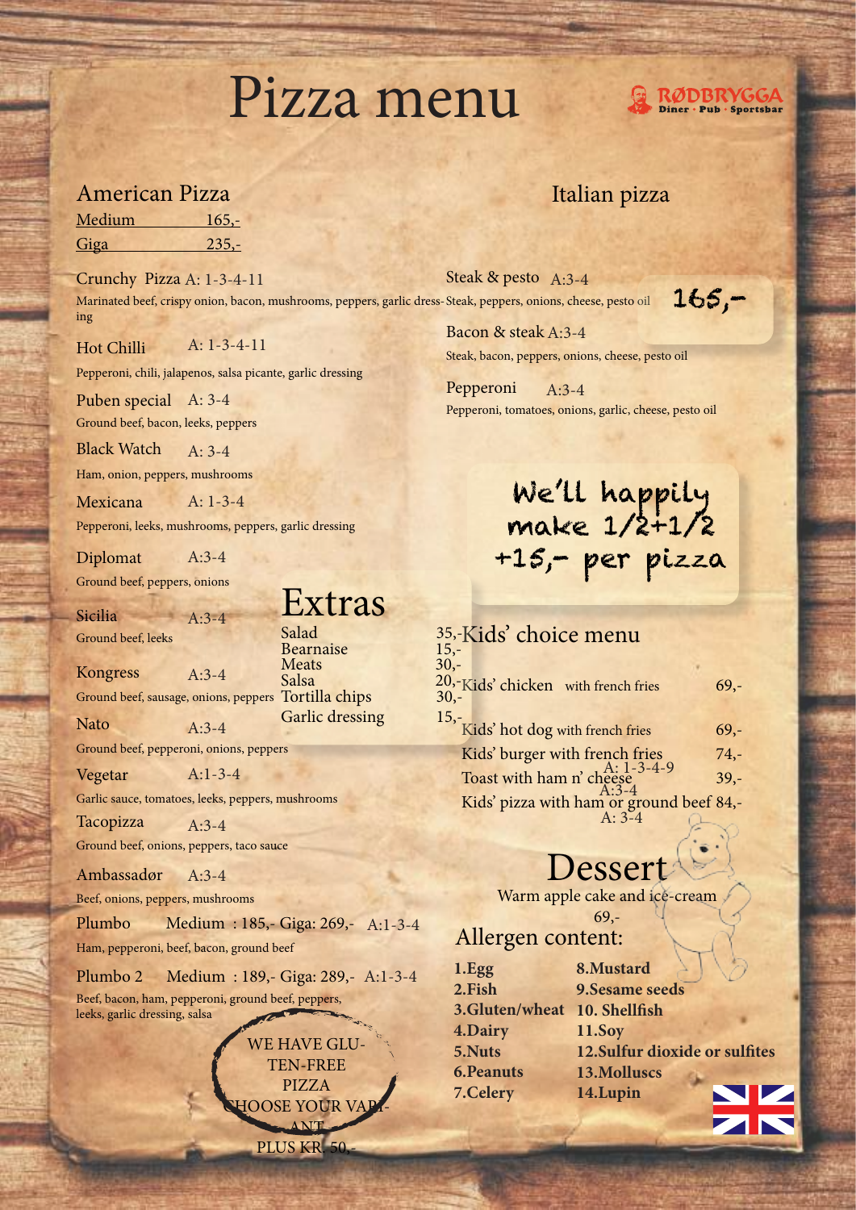# Pizza menu

RØDBRYGGA
Diner · Pub · Sportsbar

## American Pizza

| Size | Price |
|---|---|
| Medium | 165,- |
| Giga | 235,- |

**Crunchy Pizza** A: 1-3-4-11
Marinated beef, crispy onion, bacon, mushrooms, peppers, garlic dressing

**Hot Chilli** A: 1-3-4-11
Pepperoni, chili, jalapenos, salsa picante, garlic dressing

**Puben special** A: 3-4
Ground beef, bacon, leeks, peppers

**Black Watch** A: 3-4
Ham, onion, peppers, mushrooms

**Mexicana** A: 1-3-4
Pepperoni, leeks, mushrooms, peppers, garlic dressing

**Diplomat** A:3-4
Ground beef, peppers, onions

**Sicilia** A:3-4
Ground beef, leeks

**Kongress** A:3-4
Ground beef, sausage, onions, peppers

**Nato** A:3-4
Ground beef, pepperoni, onions, peppers

**Vegetar** A:1-3-4
Garlic sauce, tomatoes, leeks, peppers, mushrooms

**Tacopizza** A:3-4
Ground beef, onions, peppers, taco sauce

**Ambassadør** A:3-4
Beef, onions, peppers, mushrooms

**Plumbo** Medium : 185,- Giga: 269,- A:1-3-4
Ham, pepperoni, beef, bacon, ground beef

**Plumbo 2** Medium : 189,- Giga: 289,- A:1-3-4
Beef, bacon, ham, pepperoni, ground beef, peppers, leeks, garlic dressing, salsa

WE HAVE GLUTEN-FREE PIZZA
CHOOSE YOUR VARIANT
PLUS KR. 50,-

## Extras

| Item | Price |
|---|---|
| Salad | 35,- |
| Bearnaise | 15,- |
| Meats | 30,- |
| Salsa | 20,- |
| Tortilla chips | 30,- |
| Garlic dressing | 15,- |

## Italian pizza

165,-

**Steak & pesto** A:3-4
Steak, peppers, onions, cheese, pesto oil

**Bacon & steak** A:3-4
Steak, bacon, peppers, onions, cheese, pesto oil

**Pepperoni** A:3-4
Pepperoni, tomatoes, onions, garlic, cheese, pesto oil

We'll happily make 1/2+1/2 +15,- per pizza

## Kids' choice menu

| Item | Allergens | Price |
|---|---|---|
| Kids' chicken with french fries | | 69,- |
| Kids' hot dog with french fries | | 69,- |
| Kids' burger with french fries | A: 1-3-4-9 | 74,- |
| Toast with ham n' cheese | A:3-4 | 39,- |
| Kids' pizza with ham or ground beef | A: 3-4 | 84,- |

## Dessert

Warm apple cake and ice-cream
69,-

## Allergen content:

| | |
|---|---|
| **1.Egg** | **8.Mustard** |
| **2.Fish** | **9.Sesame seeds** |
| **3.Gluten/wheat** | **10. Shellfish** |
| **4.Dairy** | **11.Soy** |
| **5.Nuts** | **12.Sulfur dioxide or sulfites** |
| **6.Peanuts** | **13.Molluscs** |
| **7.Celery** | **14.Lupin** |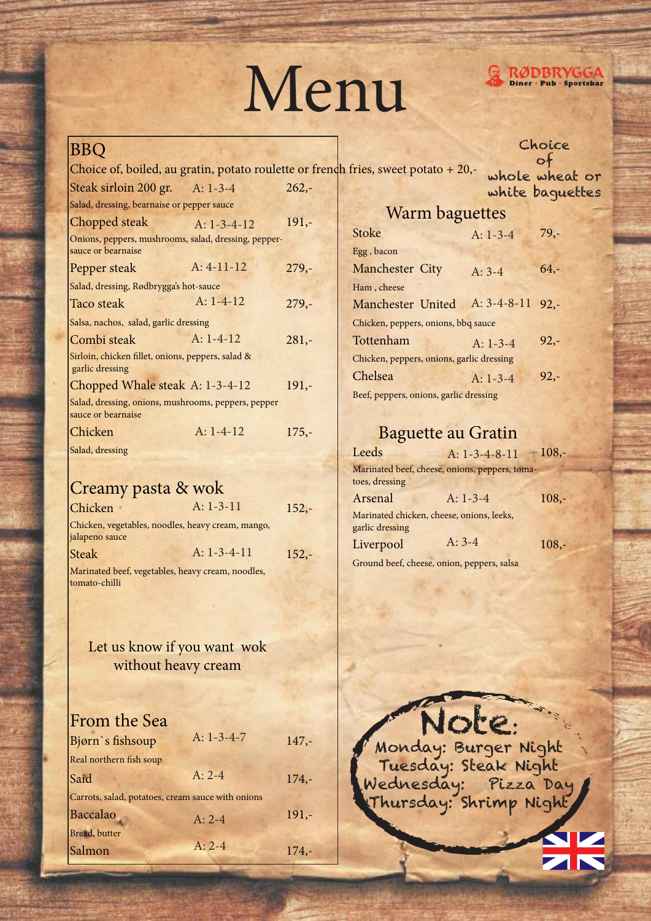# Menu

RØDBRYGGA
Diner · Pub · Sportsbar

## BBQ

Choice of, boiled, au gratin, potato roulette or french fries, sweet potato + 20,-

| Dish | Allergens | Price |
|---|---|---|
| Steak sirloin 200 gr. | A: 1-3-4 | 262,- |
| Salad, dressing, bearnaise or pepper sauce | | |
| Chopped steak | A: 1-3-4-12 | 191,- |
| Onions, peppers, mushrooms, salad, dressing, pepper-sauce or bearnaise | | |
| Pepper steak | A: 4-11-12 | 279,- |
| Salad, dressing, Rødbrygga's hot-sauce | | |
| Taco steak | A: 1-4-12 | 279,- |
| Salsa, nachos, salad, garlic dressing | | |
| Combi steak | A: 1-4-12 | 281,- |
| Sirloin, chicken fillet, onions, peppers, salad & garlic dressing | | |
| Chopped Whale steak | A: 1-3-4-12 | 191,- |
| Salad, dressing, onions, mushrooms, peppers, pepper sauce or bearnaise | | |
| Chicken | A: 1-4-12 | 175,- |
| Salad, dressing | | |

## Creamy pasta & wok

| Dish | Allergens | Price |
|---|---|---|
| Chicken | A: 1-3-11 | 152,- |
| Chicken, vegetables, noodles, heavy cream, mango, jalapeno sauce | | |
| Steak | A: 1-3-4-11 | 152,- |
| Marinated beef, vegetables, heavy cream, noodles, tomato-chilli | | |

Let us know if you want wok without heavy cream

## From the Sea

| Dish | Allergens | Price |
|---|---|---|
| Bjørn`s fishsoup | A: 1-3-4-7 | 147,- |
| Real northern fish soup | | |
| Saïd | A: 2-4 | 174,- |
| Carrots, salad, potatoes, cream sauce with onions | | |
| Baccalao | A: 2-4 | 191,- |
| Bread, butter | | |
| Salmon | A: 2-4 | 174,- |

Choice of whole wheat or white baguettes

## Warm baguettes

| Dish | Allergens | Price |
|---|---|---|
| Stoke | A: 1-3-4 | 79,- |
| Egg , bacon | | |
| Manchester City | A: 3-4 | 64,- |
| Ham , cheese | | |
| Manchester United | A: 3-4-8-11 | 92,- |
| Chicken, peppers, onions, bbq sauce | | |
| Tottenham | A: 1-3-4 | 92,- |
| Chicken, peppers, onions, garlic dressing | | |
| Chelsea | A: 1-3-4 | 92,- |
| Beef, peppers, onions, garlic dressing | | |

## Baguette au Gratin

| Dish | Allergens | Price |
|---|---|---|
| Leeds | A: 1-3-4-8-11 | 108,- |
| Marinated beef, cheese, onions, peppers, tomatoes, dressing | | |
| Arsenal | A: 1-3-4 | 108,- |
| Marinated chicken, cheese, onions, leeks, garlic dressing | | |
| Liverpool | A: 3-4 | 108,- |
| Ground beef, cheese, onion, peppers, salsa | | |

### Note:

Monday: Burger Night
Tuesday: Steak Night
Wednesday: Pizza Day
Thursday: Shrimp Night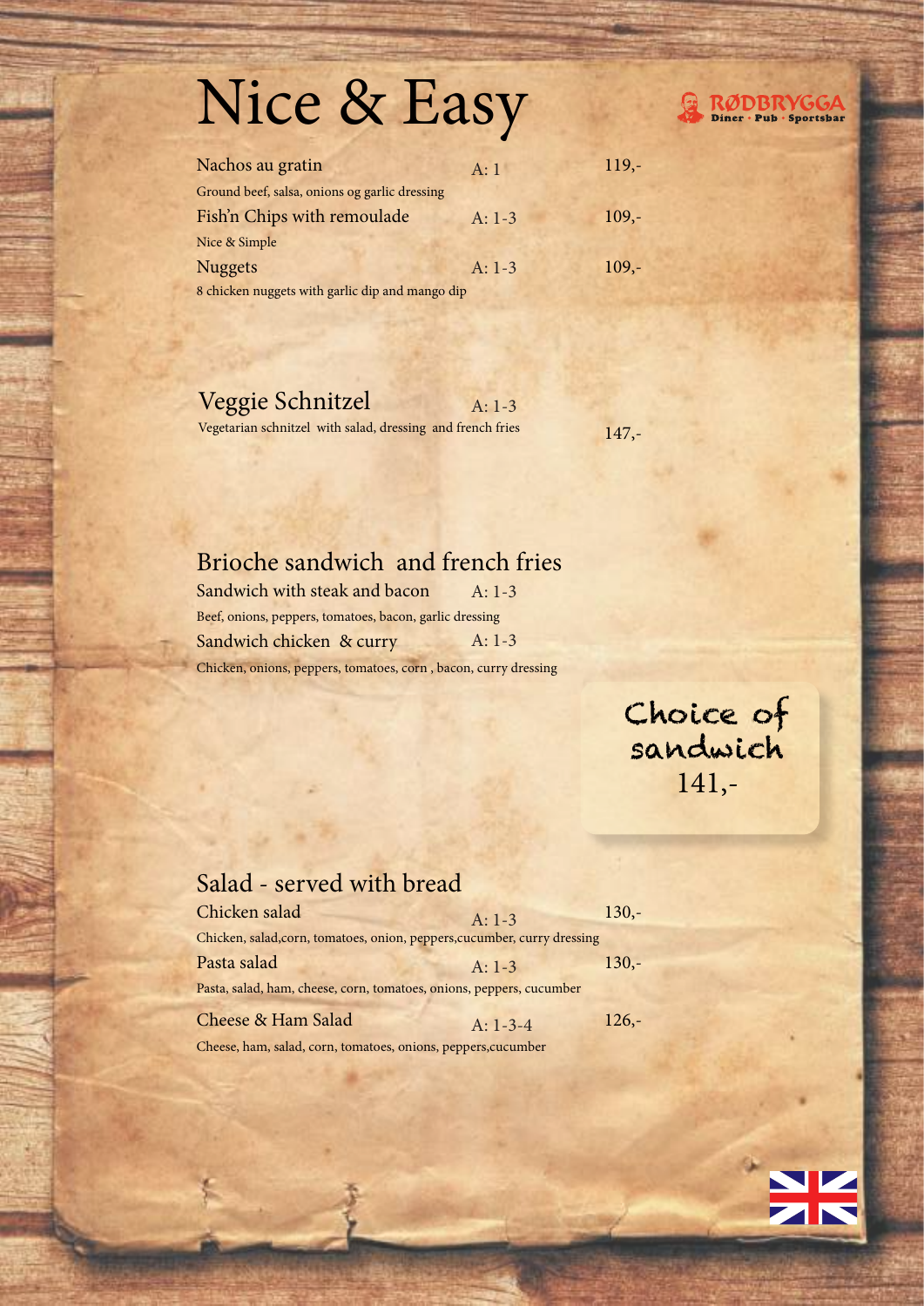# Nice & Easy

RØDBRYGGA Diner · Pub · Sportsbar

**Nachos au gratin** — A: 1 — 119,-
Ground beef, salsa, onions og garlic dressing

**Fish'n Chips with remoulade** — A: 1-3 — 109,-
Nice & Simple

**Nuggets** — A: 1-3 — 109,-
8 chicken nuggets with garlic dip and mango dip

## Veggie Schnitzel

A: 1-3 — 147,-
Vegetarian schnitzel with salad, dressing and french fries

## Brioche sandwich and french fries

**Sandwich with steak and bacon** — A: 1-3
Beef, onions, peppers, tomatoes, bacon, garlic dressing

**Sandwich chicken & curry** — A: 1-3
Chicken, onions, peppers, tomatoes, corn , bacon, curry dressing

Choice of sandwich
141,-

## Salad - served with bread

**Chicken salad** — A: 1-3 — 130,-
Chicken, salad,corn, tomatoes, onion, peppers,cucumber, curry dressing

**Pasta salad** — A: 1-3 — 130,-
Pasta, salad, ham, cheese, corn, tomatoes, onions, peppers, cucumber

**Cheese & Ham Salad** — A: 1-3-4 — 126,-
Cheese, ham, salad, corn, tomatoes, onions, peppers,cucumber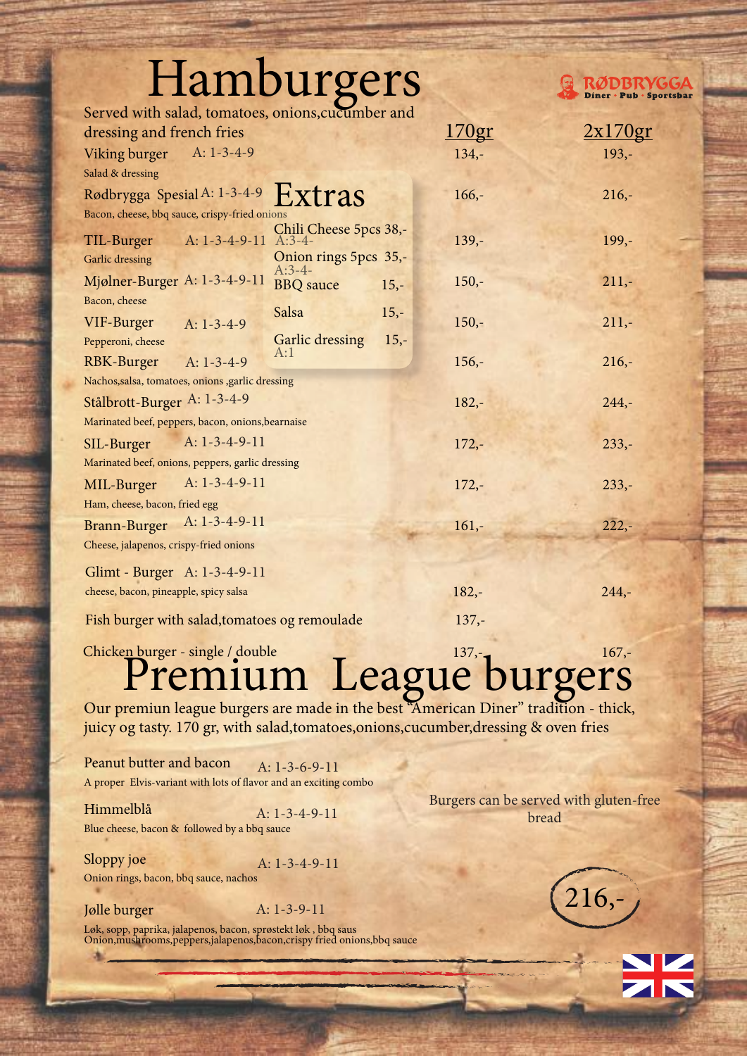# Hamburgers

RØDBRYGGA Diner • Pub • Sportsbar

Served with salad, tomatoes, onions, cucumber and dressing and french fries

| | 170gr | 2x170gr |
|---|---|---|
| Viking burger A: 1-3-4-9<br>Salad & dressing | 134,- | 193,- |
| Rødbrygga Spesial A: 1-3-4-9<br>Bacon, cheese, bbq sauce, crispy-fried onions | 166,- | 216,- |
| TIL-Burger A: 1-3-4-9-11<br>Garlic dressing | 139,- | 199,- |
| Mjølner-Burger A: 1-3-4-9-11<br>Bacon, cheese | 150,- | 211,- |
| VIF-Burger A: 1-3-4-9<br>Pepperoni, cheese | 150,- | 211,- |
| RBK-Burger A: 1-3-4-9<br>Nachos, salsa, tomatoes, onions, garlic dressing | 156,- | 216,- |
| Stålbrott-Burger A: 1-3-4-9<br>Marinated beef, peppers, bacon, onions, bearnaise | 182,- | 244,- |
| SIL-Burger A: 1-3-4-9-11<br>Marinated beef, onions, peppers, garlic dressing | 172,- | 233,- |
| MIL-Burger A: 1-3-4-9-11<br>Ham, cheese, bacon, fried egg | 172,- | 233,- |
| Brann-Burger A: 1-3-4-9-11<br>Cheese, jalapenos, crispy-fried onions | 161,- | 222,- |
| Glimt - Burger A: 1-3-4-9-11<br>cheese, bacon, pineapple, spicy salsa | 182,- | 244,- |
| Fish burger with salad, tomatoes og remoulade | 137,- | |
| Chicken burger - single / double | 137,- | 167,- |

## Extras

| | |
|---|---|
| Chili Cheese 5pcs A:3-4- | 38,- |
| Onion rings 5pcs A:3-4- | 35,- |
| BBQ sauce | 15,- |
| Salsa | 15,- |
| Garlic dressing A:1 | 15,- |

# Premium League burgers

Our premiun league burgers are made in the best "American Diner" tradition - thick, juicy og tasty. 170 gr, with salad, tomatoes, onions, cucumber, dressing & oven fries

**Peanut butter and bacon** A: 1-3-6-9-11
A proper Elvis-variant with lots of flavor and an exciting combo

**Himmelblå** A: 1-3-4-9-11
Blue cheese, bacon & followed by a bbq sauce

**Sloppy joe** A: 1-3-4-9-11
Onion rings, bacon, bbq sauce, nachos

**Jølle burger** A: 1-3-9-11
Løk, sopp, paprika, jalapenos, bacon, sprøstekt løk , bbq saus
Onion, mushrooms, peppers, jalapenos, bacon, crispy fried onions, bbq sauce

Burgers can be served with gluten-free bread

216,-